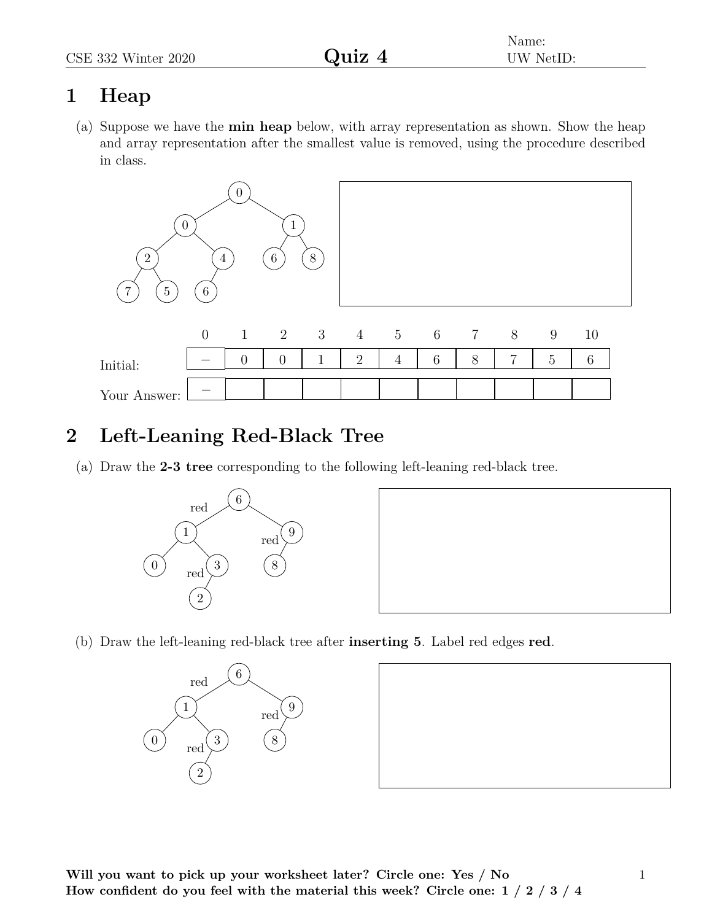Name:
UW NetID:

# Quiz 4

CSE 332 Winter 2020

## 1 Heap

(a) Suppose we have the **min heap** below, with array representation as shown. Show the heap and array representation after the smallest value is removed, using the procedure described in class.

| | 0 | 1 | 2 | 3 | 4 | 5 | 6 | 7 | 8 | 9 | 10 |
|---|---|---|---|---|---|---|---|---|---|---|---|
| Initial: | – | 0 | 0 | 1 | 2 | 4 | 6 | 8 | 7 | 5 | 6 |
| Your Answer: | – | | | | | | | | | | |

## 2 Left-Leaning Red-Black Tree

(a) Draw the **2-3 tree** corresponding to the following left-leaning red-black tree.

(b) Draw the left-leaning red-black tree after **inserting 5**. Label red edges **red**.

**Will you want to pick up your worksheet later? Circle one: Yes / No**
**How confident do you feel with the material this week? Circle one: 1 / 2 / 3 / 4**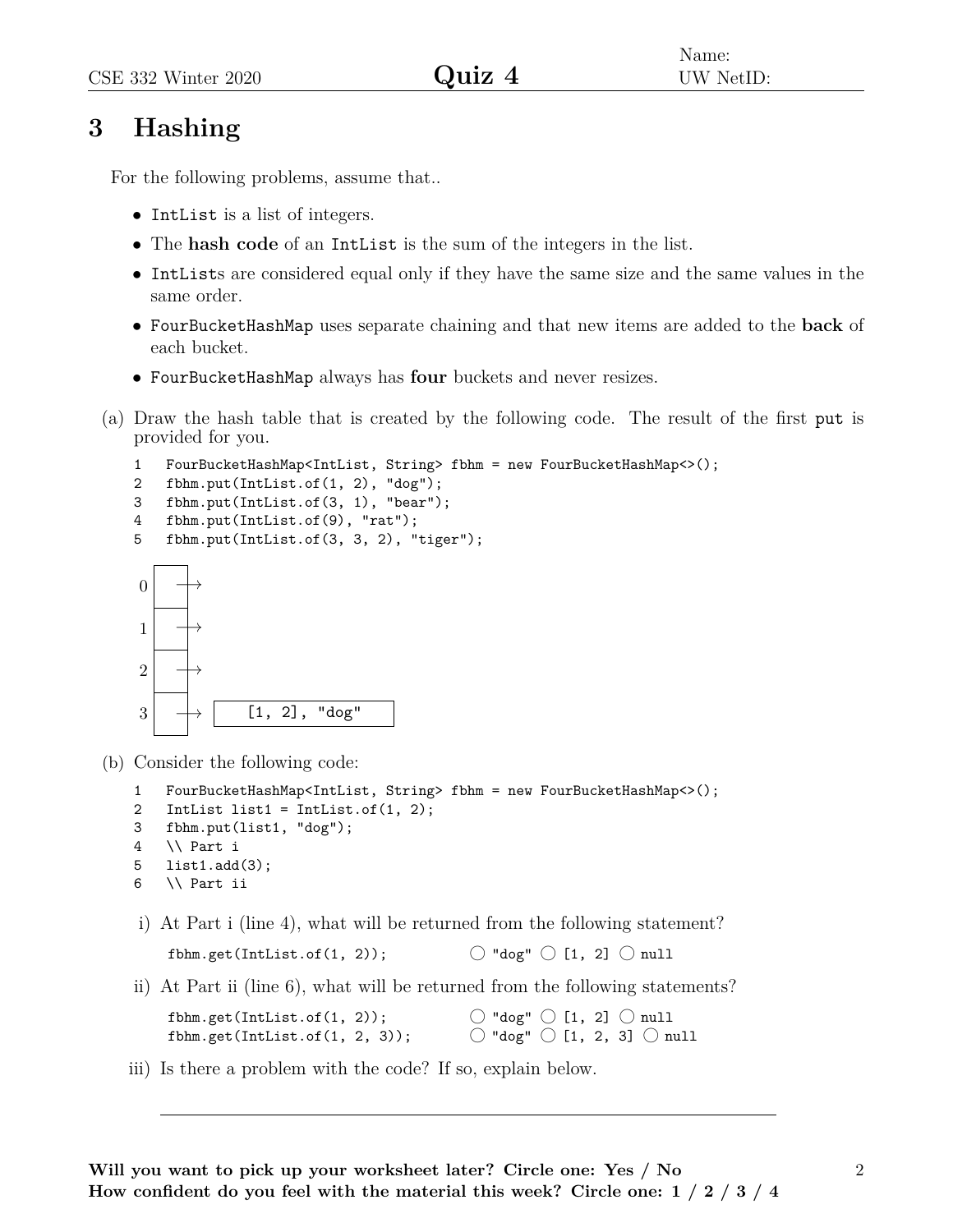# 3 Hashing

For the following problems, assume that..

- IntList is a list of integers.
- The **hash code** of an IntList is the sum of the integers in the list.
- IntLists are considered equal only if they have the same size and the same values in the same order.
- FourBucketHashMap uses separate chaining and that new items are added to the **back** of each bucket.
- FourBucketHashMap always has **four** buckets and never resizes.

(a) Draw the hash table that is created by the following code. The result of the first put is provided for you.

```
1   FourBucketHashMap<IntList, String> fbhm = new FourBucketHashMap<>();
2   fbhm.put(IntList.of(1, 2), "dog");
3   fbhm.put(IntList.of(3, 1), "bear");
4   fbhm.put(IntList.of(9), "rat");
5   fbhm.put(IntList.of(3, 3, 2), "tiger");
```

0 →

1 →

2 →

3 → [1, 2], "dog"

(b) Consider the following code:

```
1   FourBucketHashMap<IntList, String> fbhm = new FourBucketHashMap<>();
2   IntList list1 = IntList.of(1, 2);
3   fbhm.put(list1, "dog");
4   \\ Part i
5   list1.add(3);
6   \\ Part ii
```

i) At Part i (line 4), what will be returned from the following statement?

`fbhm.get(IntList.of(1, 2));` ○ "dog" ○ [1, 2] ○ null

ii) At Part ii (line 6), what will be returned from the following statements?

`fbhm.get(IntList.of(1, 2));` ○ "dog" ○ [1, 2] ○ null

`fbhm.get(IntList.of(1, 2, 3));` ○ "dog" ○ [1, 2, 3] ○ null

iii) Is there a problem with the code? If so, explain below.

______________________________________________

**Will you want to pick up your worksheet later? Circle one: Yes / No**
**How confident do you feel with the material this week? Circle one: 1 / 2 / 3 / 4**